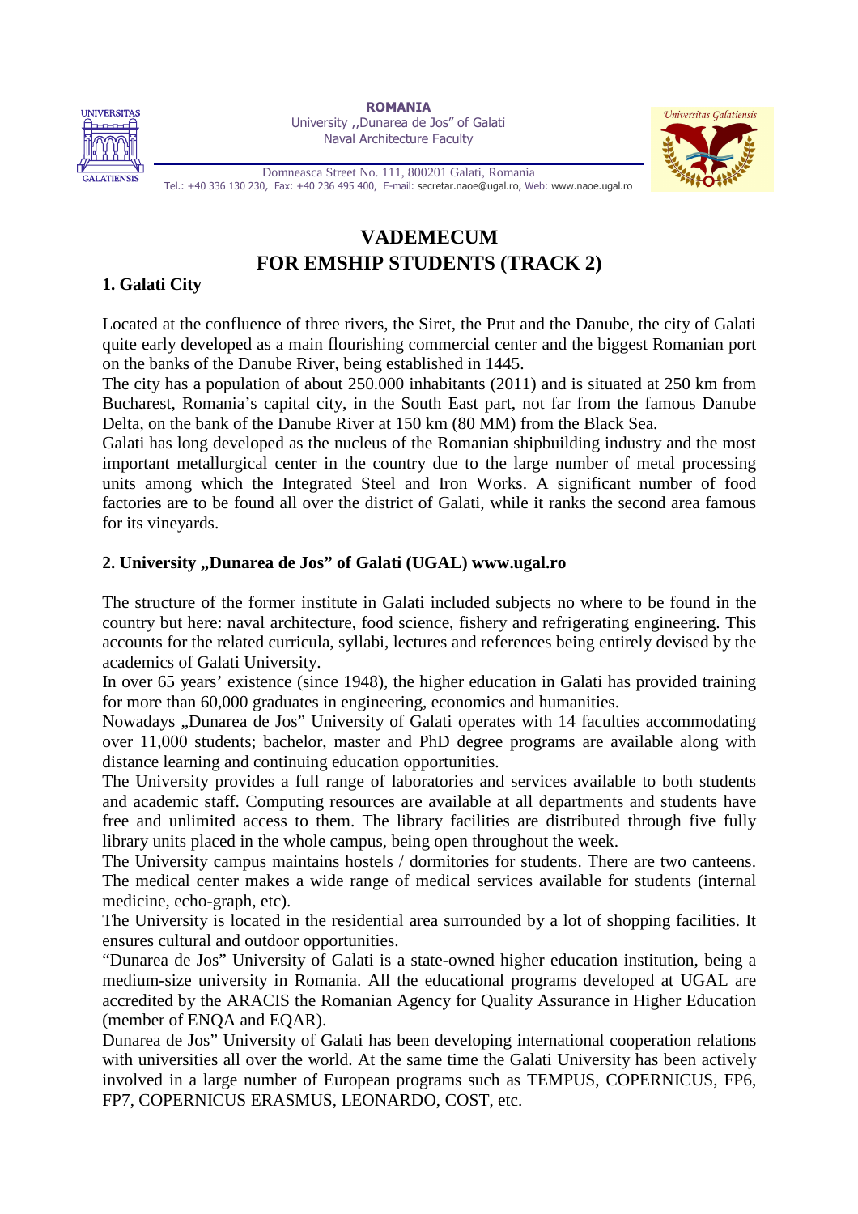ROMANIA
University ,,Dunarea de Jos" of Galati
Naval Architecture Faculty

Domneasca Street No. 111, 800201 Galati, Romania
Tel.: +40 336 130 230, Fax: +40 236 495 400, E-mail: secretar.naoe@ugal.ro, Web: www.naoe.ugal.ro

# VADEMECUM
# FOR EMSHIP STUDENTS (TRACK 2)

## 1. Galati City

Located at the confluence of three rivers, the Siret, the Prut and the Danube, the city of Galati quite early developed as a main flourishing commercial center and the biggest Romanian port on the banks of the Danube River, being established in 1445.

The city has a population of about 250.000 inhabitants (2011) and is situated at 250 km from Bucharest, Romania's capital city, in the South East part, not far from the famous Danube Delta, on the bank of the Danube River at 150 km (80 MM) from the Black Sea.

Galati has long developed as the nucleus of the Romanian shipbuilding industry and the most important metallurgical center in the country due to the large number of metal processing units among which the Integrated Steel and Iron Works. A significant number of food factories are to be found all over the district of Galati, while it ranks the second area famous for its vineyards.

## 2. University „Dunarea de Jos" of Galati (UGAL) www.ugal.ro

The structure of the former institute in Galati included subjects no where to be found in the country but here: naval architecture, food science, fishery and refrigerating engineering. This accounts for the related curricula, syllabi, lectures and references being entirely devised by the academics of Galati University.

In over 65 years' existence (since 1948), the higher education in Galati has provided training for more than 60,000 graduates in engineering, economics and humanities.

Nowadays „Dunarea de Jos" University of Galati operates with 14 faculties accommodating over 11,000 students; bachelor, master and PhD degree programs are available along with distance learning and continuing education opportunities.

The University provides a full range of laboratories and services available to both students and academic staff. Computing resources are available at all departments and students have free and unlimited access to them. The library facilities are distributed through five fully library units placed in the whole campus, being open throughout the week.

The University campus maintains hostels / dormitories for students. There are two canteens. The medical center makes a wide range of medical services available for students (internal medicine, echo-graph, etc).

The University is located in the residential area surrounded by a lot of shopping facilities. It ensures cultural and outdoor opportunities.

"Dunarea de Jos" University of Galati is a state-owned higher education institution, being a medium-size university in Romania. All the educational programs developed at UGAL are accredited by the ARACIS the Romanian Agency for Quality Assurance in Higher Education (member of ENQA and EQAR).

Dunarea de Jos" University of Galati has been developing international cooperation relations with universities all over the world. At the same time the Galati University has been actively involved in a large number of European programs such as TEMPUS, COPERNICUS, FP6, FP7, COPERNICUS ERASMUS, LEONARDO, COST, etc.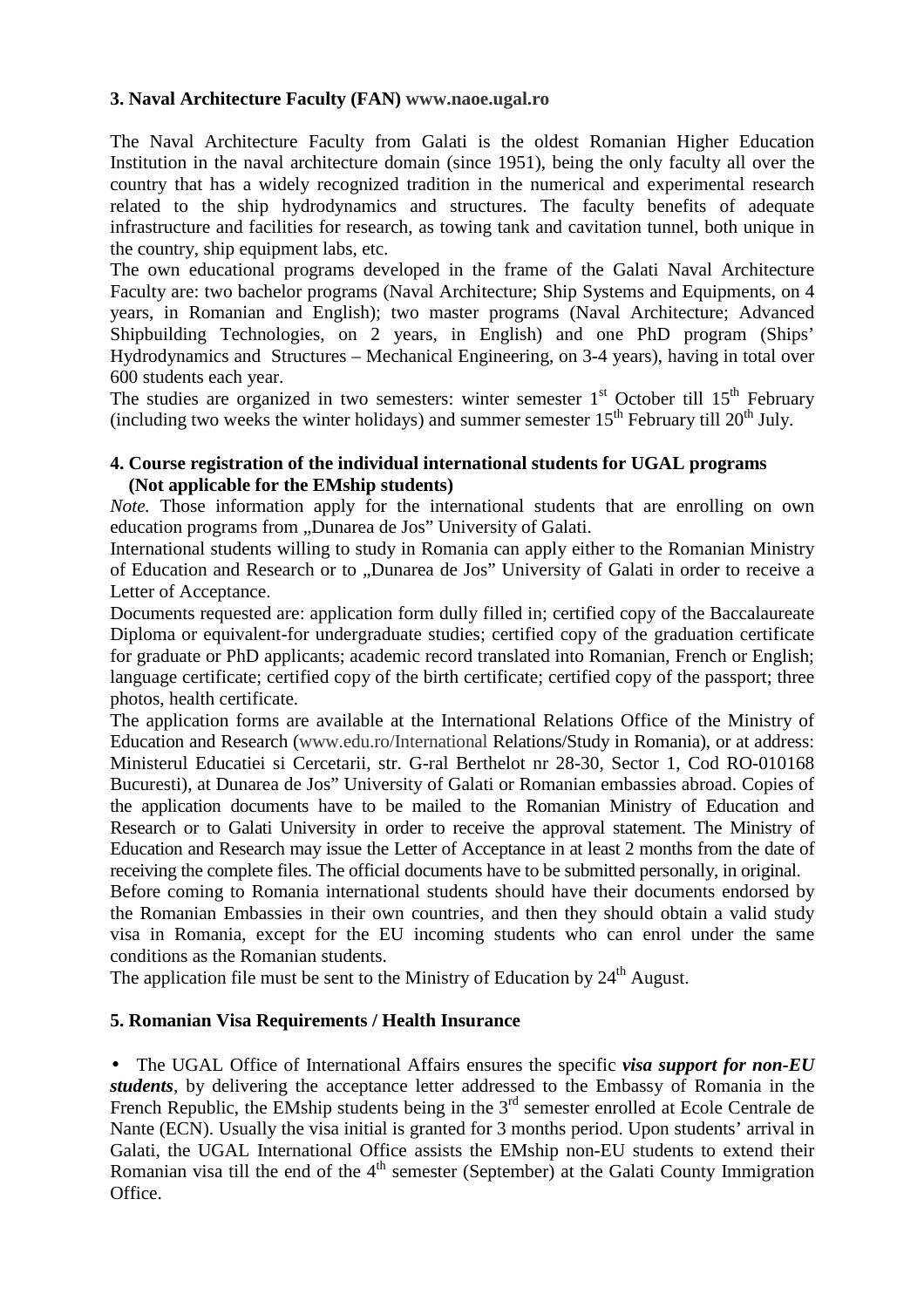### 3. Naval Architecture Faculty (FAN) www.naoe.ugal.ro

The Naval Architecture Faculty from Galati is the oldest Romanian Higher Education Institution in the naval architecture domain (since 1951), being the only faculty all over the country that has a widely recognized tradition in the numerical and experimental research related to the ship hydrodynamics and structures. The faculty benefits of adequate infrastructure and facilities for research, as towing tank and cavitation tunnel, both unique in the country, ship equipment labs, etc.

The own educational programs developed in the frame of the Galati Naval Architecture Faculty are: two bachelor programs (Naval Architecture; Ship Systems and Equipments, on 4 years, in Romanian and English); two master programs (Naval Architecture; Advanced Shipbuilding Technologies, on 2 years, in English) and one PhD program (Ships' Hydrodynamics and Structures – Mechanical Engineering, on 3-4 years), having in total over 600 students each year.

The studies are organized in two semesters: winter semester 1st October till 15th February (including two weeks the winter holidays) and summer semester 15th February till 20th July.

### 4. Course registration of the individual international students for UGAL programs (Not applicable for the EMship students)

*Note.* Those information apply for the international students that are enrolling on own education programs from „Dunarea de Jos" University of Galati.

International students willing to study in Romania can apply either to the Romanian Ministry of Education and Research or to „Dunarea de Jos" University of Galati in order to receive a Letter of Acceptance.

Documents requested are: application form dully filled in; certified copy of the Baccalaureate Diploma or equivalent-for undergraduate studies; certified copy of the graduation certificate for graduate or PhD applicants; academic record translated into Romanian, French or English; language certificate; certified copy of the birth certificate; certified copy of the passport; three photos, health certificate.

The application forms are available at the International Relations Office of the Ministry of Education and Research (www.edu.ro/International Relations/Study in Romania), or at address: Ministerul Educatiei si Cercetarii, str. G-ral Berthelot nr 28-30, Sector 1, Cod RO-010168 Bucuresti), at Dunarea de Jos" University of Galati or Romanian embassies abroad. Copies of the application documents have to be mailed to the Romanian Ministry of Education and Research or to Galati University in order to receive the approval statement. The Ministry of Education and Research may issue the Letter of Acceptance in at least 2 months from the date of receiving the complete files. The official documents have to be submitted personally, in original.

Before coming to Romania international students should have their documents endorsed by the Romanian Embassies in their own countries, and then they should obtain a valid study visa in Romania, except for the EU incoming students who can enrol under the same conditions as the Romanian students.

The application file must be sent to the Ministry of Education by 24th August.

### 5. Romanian Visa Requirements / Health Insurance

- The UGAL Office of International Affairs ensures the specific ***visa support for non-EU students***, by delivering the acceptance letter addressed to the Embassy of Romania in the French Republic, the EMship students being in the 3rd semester enrolled at Ecole Centrale de Nante (ECN). Usually the visa initial is granted for 3 months period. Upon students' arrival in Galati, the UGAL International Office assists the EMship non-EU students to extend their Romanian visa till the end of the 4th semester (September) at the Galati County Immigration Office.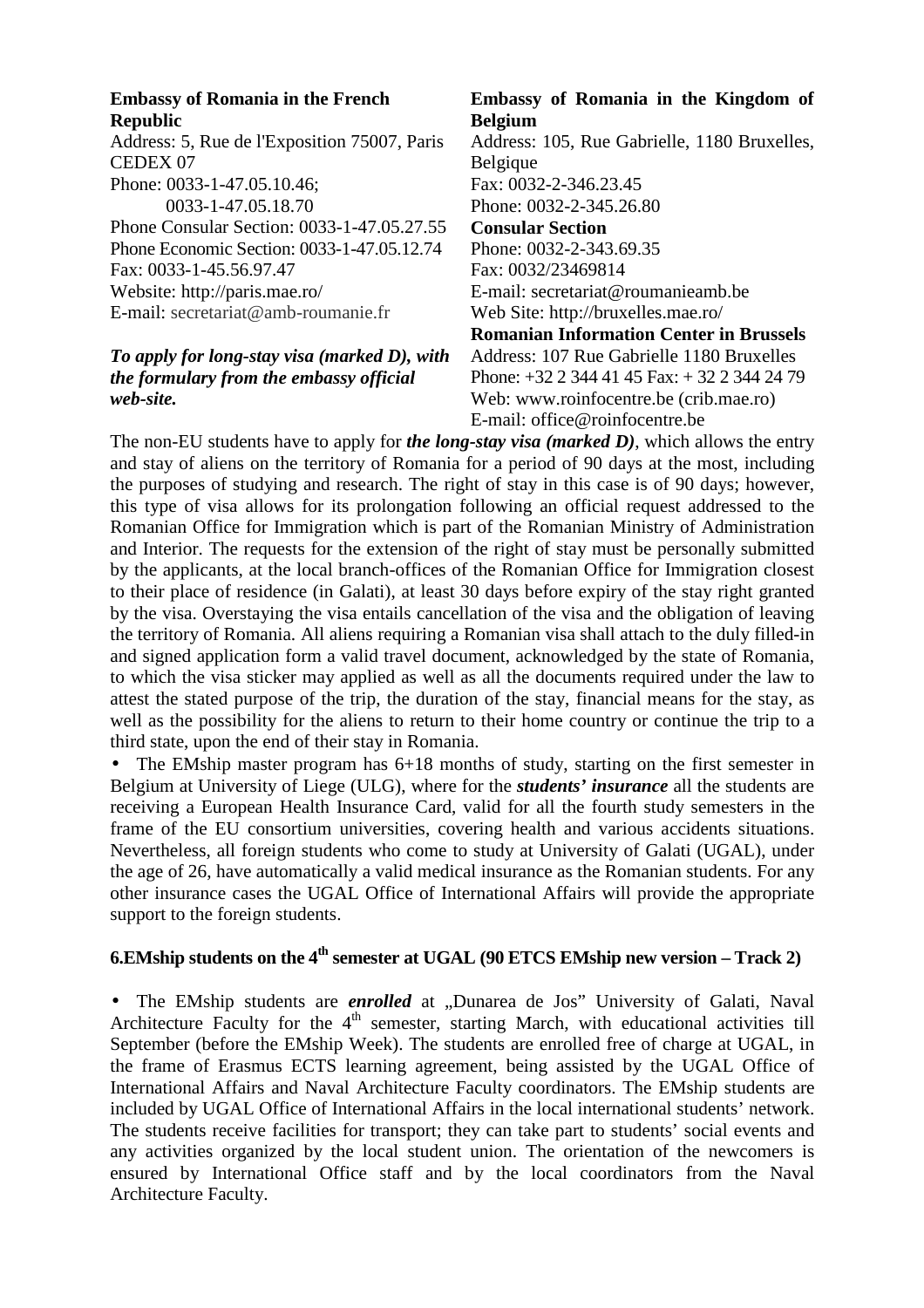**Embassy of Romania in the French Republic**
Address: 5, Rue de l'Exposition 75007, Paris CEDEX 07
Phone: 0033-1-47.05.10.46;
0033-1-47.05.18.70
Phone Consular Section: 0033-1-47.05.27.55
Phone Economic Section: 0033-1-47.05.12.74
Fax: 0033-1-45.56.97.47
Website: http://paris.mae.ro/
E-mail: secretariat@amb-roumanie.fr

***To apply for long-stay visa (marked D), with the formulary from the embassy official web-site.***

**Embassy of Romania in the Kingdom of Belgium**
Address: 105, Rue Gabrielle, 1180 Bruxelles, Belgique
Fax: 0032-2-346.23.45
Phone: 0032-2-345.26.80
**Consular Section**
Phone: 0032-2-343.69.35
Fax: 0032/23469814
E-mail: secretariat@roumanieamb.be
Web Site: http://bruxelles.mae.ro/
**Romanian Information Center in Brussels**
Address: 107 Rue Gabrielle 1180 Bruxelles
Phone: +32 2 344 41 45 Fax: + 32 2 344 24 79
Web: www.roinfocentre.be (crib.mae.ro)
E-mail: office@roinfocentre.be

The non-EU students have to apply for ***the long-stay visa (marked D)***, which allows the entry and stay of aliens on the territory of Romania for a period of 90 days at the most, including the purposes of studying and research. The right of stay in this case is of 90 days; however, this type of visa allows for its prolongation following an official request addressed to the Romanian Office for Immigration which is part of the Romanian Ministry of Administration and Interior. The requests for the extension of the right of stay must be personally submitted by the applicants, at the local branch-offices of the Romanian Office for Immigration closest to their place of residence (in Galati), at least 30 days before expiry of the stay right granted by the visa. Overstaying the visa entails cancellation of the visa and the obligation of leaving the territory of Romania. All aliens requiring a Romanian visa shall attach to the duly filled-in and signed application form a valid travel document, acknowledged by the state of Romania, to which the visa sticker may applied as well as all the documents required under the law to attest the stated purpose of the trip, the duration of the stay, financial means for the stay, as well as the possibility for the aliens to return to their home country or continue the trip to a third state, upon the end of their stay in Romania.

- The EMship master program has 6+18 months of study, starting on the first semester in Belgium at University of Liege (ULG), where for the ***students' insurance*** all the students are receiving a European Health Insurance Card, valid for all the fourth study semesters in the frame of the EU consortium universities, covering health and various accidents situations. Nevertheless, all foreign students who come to study at University of Galati (UGAL), under the age of 26, have automatically a valid medical insurance as the Romanian students. For any other insurance cases the UGAL Office of International Affairs will provide the appropriate support to the foreign students.

## 6.EMship students on the 4th semester at UGAL (90 ETCS EMship new version – Track 2)

- The EMship students are ***enrolled*** at „Dunarea de Jos" University of Galati, Naval Architecture Faculty for the 4th semester, starting March, with educational activities till September (before the EMship Week). The students are enrolled free of charge at UGAL, in the frame of Erasmus ECTS learning agreement, being assisted by the UGAL Office of International Affairs and Naval Architecture Faculty coordinators. The EMship students are included by UGAL Office of International Affairs in the local international students' network. The students receive facilities for transport; they can take part to students' social events and any activities organized by the local student union. The orientation of the newcomers is ensured by International Office staff and by the local coordinators from the Naval Architecture Faculty.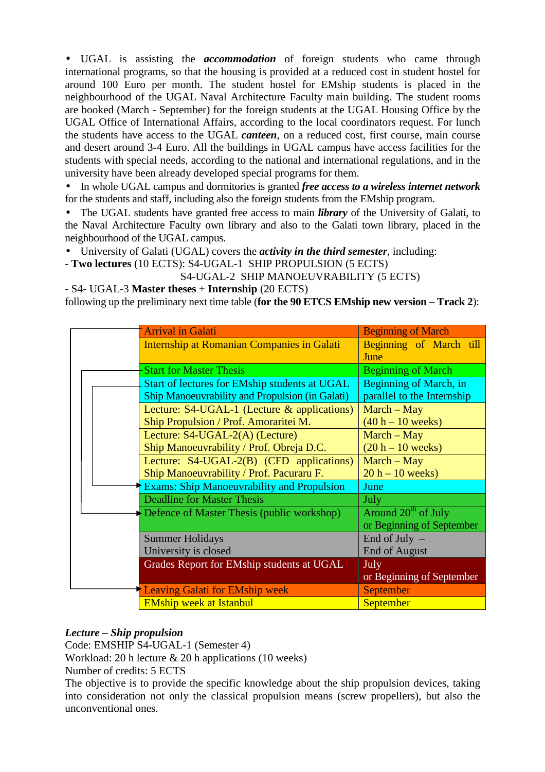- UGAL is assisting the ***accommodation*** of foreign students who came through international programs, so that the housing is provided at a reduced cost in student hostel for around 100 Euro per month. The student hostel for EMship students is placed in the neighbourhood of the UGAL Naval Architecture Faculty main building. The student rooms are booked (March - September) for the foreign students at the UGAL Housing Office by the UGAL Office of International Affairs, according to the local coordinators request. For lunch the students have access to the UGAL ***canteen***, on a reduced cost, first course, main course and desert around 3-4 Euro. All the buildings in UGAL campus have access facilities for the students with special needs, according to the national and international regulations, and in the university have been already developed special programs for them.
- In whole UGAL campus and dormitories is granted ***free access to a wireless internet network*** for the students and staff, including also the foreign students from the EMship program.
- The UGAL students have granted free access to main ***library*** of the University of Galati, to the Naval Architecture Faculty own library and also to the Galati town library, placed in the neighbourhood of the UGAL campus.
- University of Galati (UGAL) covers the ***activity in the third semester***, including:

\- **Two lectures** (10 ECTS): S4-UGAL-1 SHIP PROPULSION (5 ECTS)
S4-UGAL-2 SHIP MANOEUVRABILITY (5 ECTS)

\- S4- UGAL-3 **Master theses** + **Internship** (20 ECTS)

following up the preliminary next time table (**for the 90 ETCS EMship new version – Track 2**):

| Activity | Period |
|---|---|
| Arrival in Galati | Beginning of March |
| Internship at Romanian Companies in Galati | Beginning of March till June |
| Start for Master Thesis | Beginning of March |
| Start of lectures for EMship students at UGAL Ship Manoeuvrability and Propulsion (in Galati) | Beginning of March, in parallel to the Internship |
| Lecture: S4-UGAL-1 (Lecture & applications) Ship Propulsion / Prof. Amoraritei M. | March – May (40 h – 10 weeks) |
| Lecture: S4-UGAL-2(A) (Lecture) Ship Manoeuvrability / Prof. Obreja D.C. | March – May (20 h – 10 weeks) |
| Lecture: S4-UGAL-2(B) (CFD applications) Ship Manoeuvrability / Prof. Pacuraru F. | March – May 20 h – 10 weeks) |
| Exams: Ship Manoeuvrability and Propulsion | June |
| Deadline for Master Thesis | July |
| Defence of Master Thesis (public workshop) | Around 20th of July or Beginning of September |
| Summer Holidays University is closed | End of July – End of August |
| Grades Report for EMship students at UGAL | July or Beginning of September |
| Leaving Galati for EMship week | September |
| EMship week at Istanbul | September |

***Lecture – Ship propulsion***

Code: EMSHIP S4-UGAL-1 (Semester 4)

Workload: 20 h lecture & 20 h applications (10 weeks)

Number of credits: 5 ECTS

The objective is to provide the specific knowledge about the ship propulsion devices, taking into consideration not only the classical propulsion means (screw propellers), but also the unconventional ones.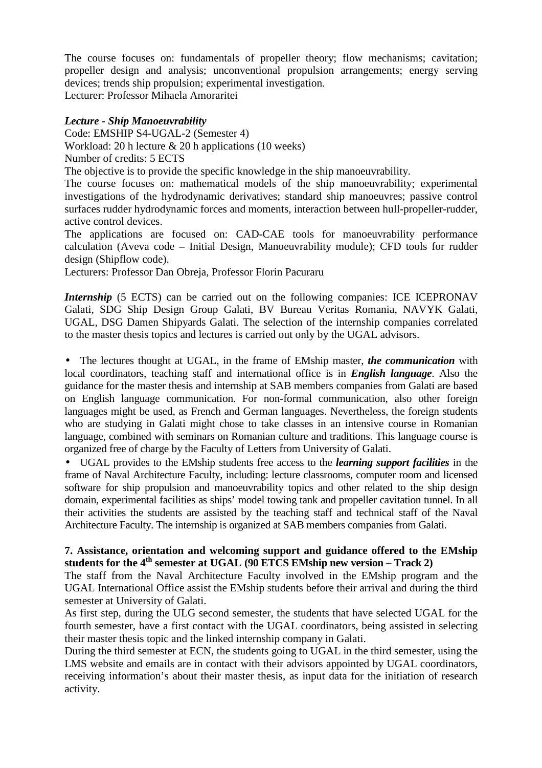The course focuses on: fundamentals of propeller theory; flow mechanisms; cavitation; propeller design and analysis; unconventional propulsion arrangements; energy serving devices; trends ship propulsion; experimental investigation.
Lecturer: Professor Mihaela Amoraritei

***Lecture - Ship Manoeuvrability***
Code: EMSHIP S4-UGAL-2 (Semester 4)
Workload: 20 h lecture & 20 h applications (10 weeks)
Number of credits: 5 ECTS
The objective is to provide the specific knowledge in the ship manoeuvrability.
The course focuses on: mathematical models of the ship manoeuvrability; experimental investigations of the hydrodynamic derivatives; standard ship manoeuvres; passive control surfaces rudder hydrodynamic forces and moments, interaction between hull-propeller-rudder, active control devices.
The applications are focused on: CAD-CAE tools for manoeuvrability performance calculation (Aveva code – Initial Design, Manoeuvrability module); CFD tools for rudder design (Shipflow code).
Lecturers: Professor Dan Obreja, Professor Florin Pacuraru

***Internship*** (5 ECTS) can be carried out on the following companies: ICE ICEPRONAV Galati, SDG Ship Design Group Galati, BV Bureau Veritas Romania, NAVYK Galati, UGAL, DSG Damen Shipyards Galati. The selection of the internship companies correlated to the master thesis topics and lectures is carried out only by the UGAL advisors.

- The lectures thought at UGAL, in the frame of EMship master, ***the communication*** with local coordinators, teaching staff and international office is in ***English language***. Also the guidance for the master thesis and internship at SAB members companies from Galati are based on English language communication. For non-formal communication, also other foreign languages might be used, as French and German languages. Nevertheless, the foreign students who are studying in Galati might chose to take classes in an intensive course in Romanian language, combined with seminars on Romanian culture and traditions. This language course is organized free of charge by the Faculty of Letters from University of Galati.
- UGAL provides to the EMship students free access to the ***learning support facilities*** in the frame of Naval Architecture Faculty, including: lecture classrooms, computer room and licensed software for ship propulsion and manoeuvrability topics and other related to the ship design domain, experimental facilities as ships' model towing tank and propeller cavitation tunnel. In all their activities the students are assisted by the teaching staff and technical staff of the Naval Architecture Faculty. The internship is organized at SAB members companies from Galati.

## 7. Assistance, orientation and welcoming support and guidance offered to the EMship students for the 4th semester at UGAL (90 ETCS EMship new version – Track 2)

The staff from the Naval Architecture Faculty involved in the EMship program and the UGAL International Office assist the EMship students before their arrival and during the third semester at University of Galati.
As first step, during the ULG second semester, the students that have selected UGAL for the fourth semester, have a first contact with the UGAL coordinators, being assisted in selecting their master thesis topic and the linked internship company in Galati.
During the third semester at ECN, the students going to UGAL in the third semester, using the LMS website and emails are in contact with their advisors appointed by UGAL coordinators, receiving information's about their master thesis, as input data for the initiation of research activity.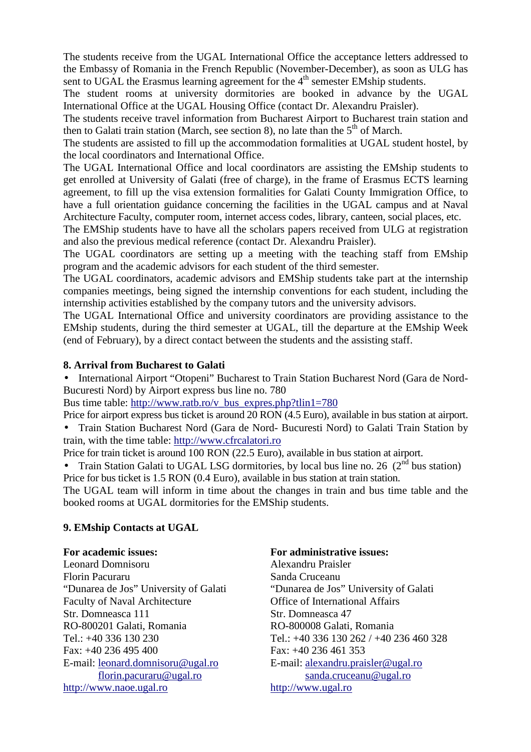The students receive from the UGAL International Office the acceptance letters addressed to the Embassy of Romania in the French Republic (November-December), as soon as ULG has sent to UGAL the Erasmus learning agreement for the 4th semester EMship students.

The student rooms at university dormitories are booked in advance by the UGAL International Office at the UGAL Housing Office (contact Dr. Alexandru Praisler).

The students receive travel information from Bucharest Airport to Bucharest train station and then to Galati train station (March, see section 8), no late than the 5th of March.

The students are assisted to fill up the accommodation formalities at UGAL student hostel, by the local coordinators and International Office.

The UGAL International Office and local coordinators are assisting the EMship students to get enrolled at University of Galati (free of charge), in the frame of Erasmus ECTS learning agreement, to fill up the visa extension formalities for Galati County Immigration Office, to have a full orientation guidance concerning the facilities in the UGAL campus and at Naval Architecture Faculty, computer room, internet access codes, library, canteen, social places, etc.

The EMShip students have to have all the scholars papers received from ULG at registration and also the previous medical reference (contact Dr. Alexandru Praisler).

The UGAL coordinators are setting up a meeting with the teaching staff from EMship program and the academic advisors for each student of the third semester.

The UGAL coordinators, academic advisors and EMShip students take part at the internship companies meetings, being signed the internship conventions for each student, including the internship activities established by the company tutors and the university advisors.

The UGAL International Office and university coordinators are providing assistance to the EMship students, during the third semester at UGAL, till the departure at the EMship Week (end of February), by a direct contact between the students and the assisting staff.

## 8. Arrival from Bucharest to Galati

- International Airport "Otopeni" Bucharest to Train Station Bucharest Nord (Gara de Nord-Bucuresti Nord) by Airport express bus line no. 780

Bus time table: http://www.ratb.ro/v_bus_expres.php?tlin1=780

Price for airport express bus ticket is around 20 RON (4.5 Euro), available in bus station at airport.

- Train Station Bucharest Nord (Gara de Nord- Bucuresti Nord) to Galati Train Station by train, with the time table: http://www.cfrcalatori.ro

Price for train ticket is around 100 RON (22.5 Euro), available in bus station at airport.

- Train Station Galati to UGAL LSG dormitories, by local bus line no. 26 (2nd bus station)

Price for bus ticket is 1.5 RON (0.4 Euro), available in bus station at train station.

The UGAL team will inform in time about the changes in train and bus time table and the booked rooms at UGAL dormitories for the EMShip students.

## 9. EMship Contacts at UGAL

**For academic issues:**
Leonard Domnisoru
Florin Pacuraru
"Dunarea de Jos" University of Galati
Faculty of Naval Architecture
Str. Domneasca 111
RO-800201 Galati, Romania
Tel.: +40 336 130 230
Fax: +40 236 495 400
E-mail: leonard.domnisoru@ugal.ro
florin.pacuraru@ugal.ro
http://www.naoe.ugal.ro

**For administrative issues:**
Alexandru Praisler
Sanda Cruceanu
"Dunarea de Jos" University of Galati
Office of International Affairs
Str. Domneasca 47
RO-800008 Galati, Romania
Tel.: +40 336 130 262 / +40 236 460 328
Fax: +40 236 461 353
E-mail: alexandru.praisler@ugal.ro
sanda.cruceanu@ugal.ro
http://www.ugal.ro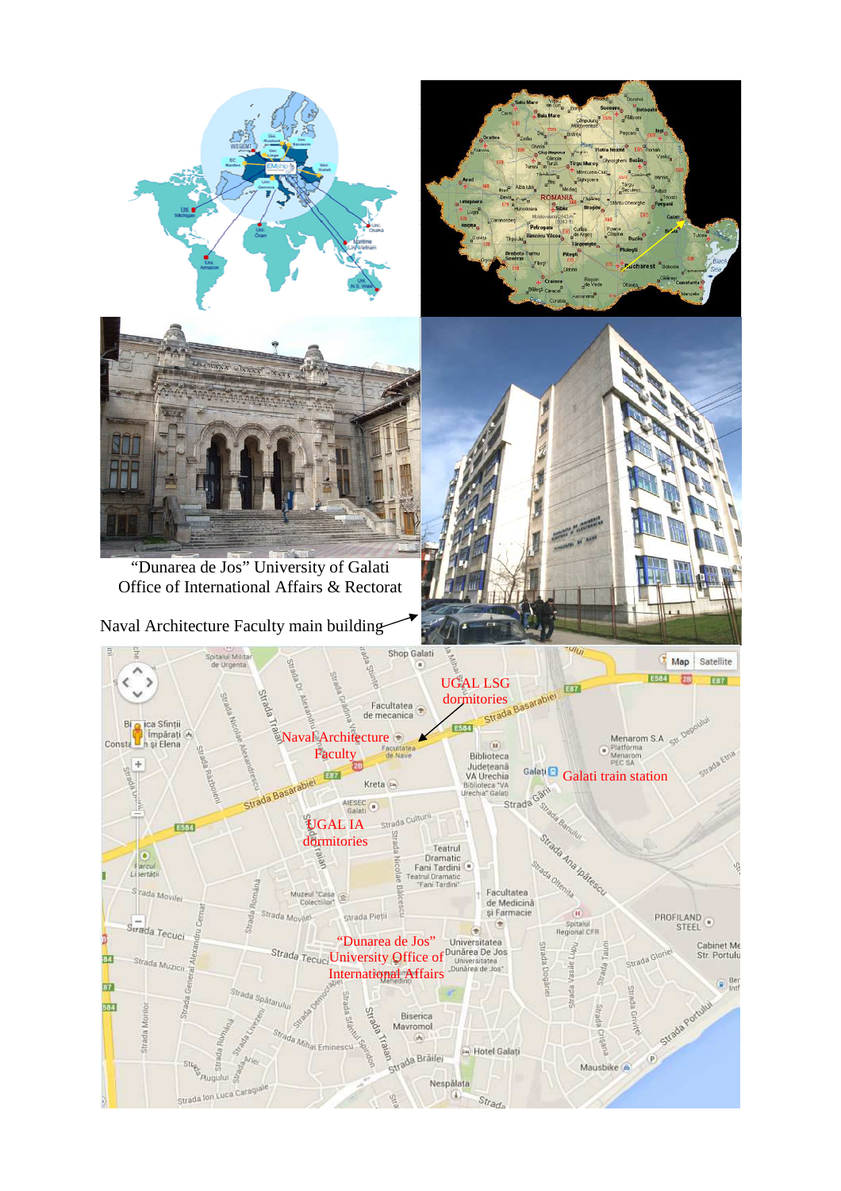"Dunarea de Jos" University of Galati
Office of International Affairs & Rectorat

Naval Architecture Faculty main building

UGAL LSG dormitories

Naval Architecture Faculty

Galati train station

UGAL IA dormitories

"Dunarea de Jos" University Office of International Affairs